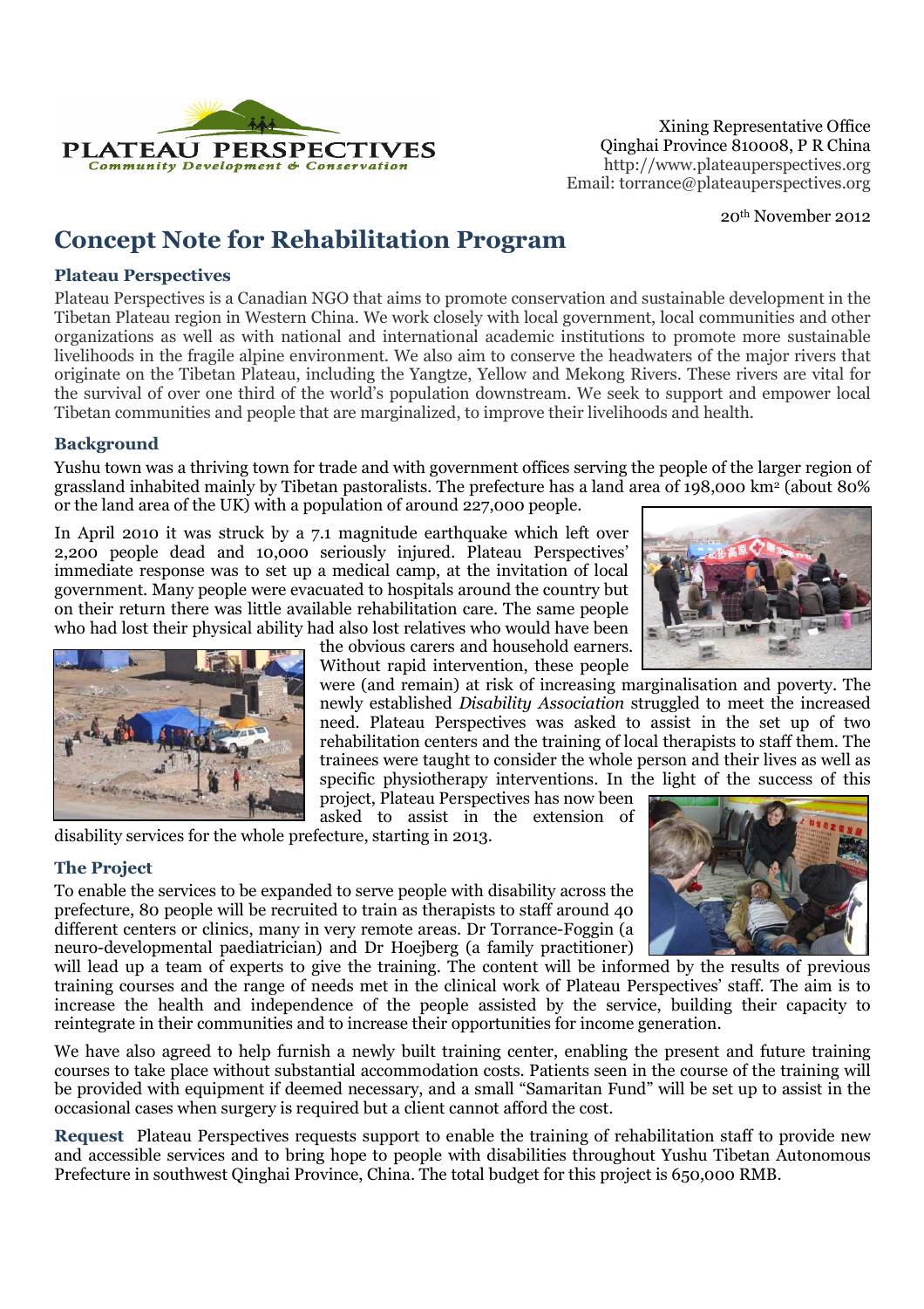PLATEAU PERSPECTIVES
*Community Development & Conservation*

Xining Representative Office
Qinghai Province 810008, P R China
http://www.plateauperspectives.org
Email: torrance@plateauperspectives.org

20th November 2012

# Concept Note for Rehabilitation Program

### Plateau Perspectives

Plateau Perspectives is a Canadian NGO that aims to promote conservation and sustainable development in the Tibetan Plateau region in Western China. We work closely with local government, local communities and other organizations as well as with national and international academic institutions to promote more sustainable livelihoods in the fragile alpine environment. We also aim to conserve the headwaters of the major rivers that originate on the Tibetan Plateau, including the Yangtze, Yellow and Mekong Rivers. These rivers are vital for the survival of over one third of the world's population downstream. We seek to support and empower local Tibetan communities and people that are marginalized, to improve their livelihoods and health.

### Background

Yushu town was a thriving town for trade and with government offices serving the people of the larger region of grassland inhabited mainly by Tibetan pastoralists. The prefecture has a land area of 198,000 km$^2$ (about 80% or the land area of the UK) with a population of around 227,000 people.

In April 2010 it was struck by a 7.1 magnitude earthquake which left over 2,200 people dead and 10,000 seriously injured. Plateau Perspectives' immediate response was to set up a medical camp, at the invitation of local government. Many people were evacuated to hospitals around the country but on their return there was little available rehabilitation care. The same people who had lost their physical ability had also lost relatives who would have been the obvious carers and household earners. Without rapid intervention, these people were (and remain) at risk of increasing marginalisation and poverty. The newly established *Disability Association* struggled to meet the increased need. Plateau Perspectives was asked to assist in the set up of two rehabilitation centers and the training of local therapists to staff them. The trainees were taught to consider the whole person and their lives as well as specific physiotherapy interventions. In the light of the success of this project, Plateau Perspectives has now been asked to assist in the extension of disability services for the whole prefecture, starting in 2013.

### The Project

To enable the services to be expanded to serve people with disability across the prefecture, 80 people will be recruited to train as therapists to staff around 40 different centers or clinics, many in very remote areas. Dr Torrance-Foggin (a neuro-developmental paediatrician) and Dr Hoejberg (a family practitioner) will lead up a team of experts to give the training. The content will be informed by the results of previous training courses and the range of needs met in the clinical work of Plateau Perspectives' staff. The aim is to increase the health and independence of the people assisted by the service, building their capacity to reintegrate in their communities and to increase their opportunities for income generation.

We have also agreed to help furnish a newly built training center, enabling the present and future training courses to take place without substantial accommodation costs. Patients seen in the course of the training will be provided with equipment if deemed necessary, and a small "Samaritan Fund" will be set up to assist in the occasional cases when surgery is required but a client cannot afford the cost.

**Request** Plateau Perspectives requests support to enable the training of rehabilitation staff to provide new and accessible services and to bring hope to people with disabilities throughout Yushu Tibetan Autonomous Prefecture in southwest Qinghai Province, China. The total budget for this project is 650,000 RMB.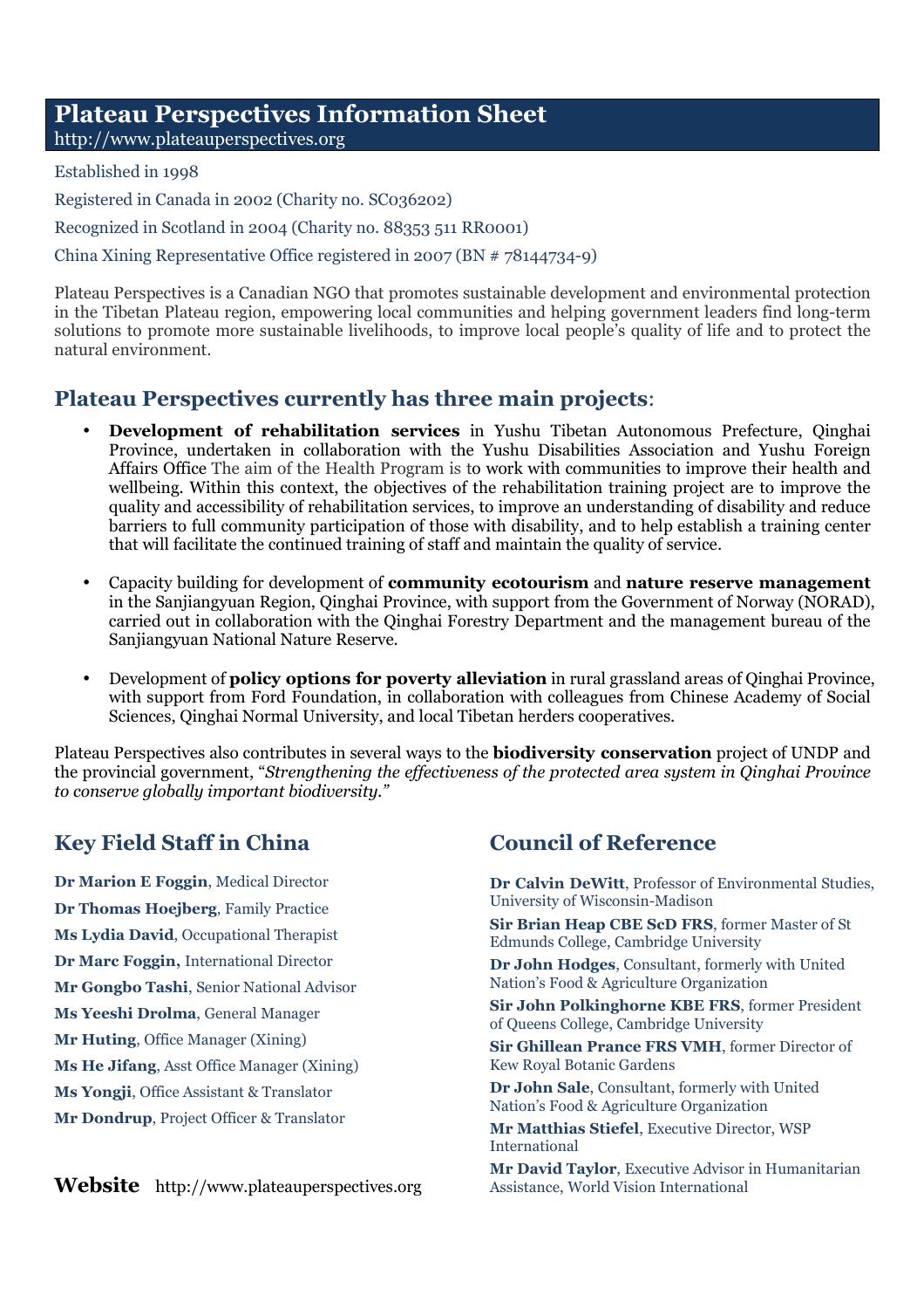# Plateau Perspectives Information Sheet

http://www.plateauperspectives.org

Established in 1998

Registered in Canada in 2002 (Charity no. SC036202)

Recognized in Scotland in 2004 (Charity no. 88353 511 RR0001)

China Xining Representative Office registered in 2007 (BN # 78144734-9)

Plateau Perspectives is a Canadian NGO that promotes sustainable development and environmental protection in the Tibetan Plateau region, empowering local communities and helping government leaders find long-term solutions to promote more sustainable livelihoods, to improve local people's quality of life and to protect the natural environment.

## Plateau Perspectives currently has three main projects:

- **Development of rehabilitation services** in Yushu Tibetan Autonomous Prefecture, Qinghai Province, undertaken in collaboration with the Yushu Disabilities Association and Yushu Foreign Affairs Office The aim of the Health Program is to work with communities to improve their health and wellbeing. Within this context, the objectives of the rehabilitation training project are to improve the quality and accessibility of rehabilitation services, to improve an understanding of disability and reduce barriers to full community participation of those with disability, and to help establish a training center that will facilitate the continued training of staff and maintain the quality of service.

- Capacity building for development of **community ecotourism** and **nature reserve management** in the Sanjiangyuan Region, Qinghai Province, with support from the Government of Norway (NORAD), carried out in collaboration with the Qinghai Forestry Department and the management bureau of the Sanjiangyuan National Nature Reserve.

- Development of **policy options for poverty alleviation** in rural grassland areas of Qinghai Province, with support from Ford Foundation, in collaboration with colleagues from Chinese Academy of Social Sciences, Qinghai Normal University, and local Tibetan herders cooperatives.

Plateau Perspectives also contributes in several ways to the **biodiversity conservation** project of UNDP and the provincial government, "*Strengthening the effectiveness of the protected area system in Qinghai Province to conserve globally important biodiversity.*"

## Key Field Staff in China

**Dr Marion E Foggin**, Medical Director

**Dr Thomas Hoejberg**, Family Practice

**Ms Lydia David**, Occupational Therapist

**Dr Marc Foggin,** International Director

**Mr Gongbo Tashi**, Senior National Advisor

**Ms Yeeshi Drolma**, General Manager

**Mr Huting**, Office Manager (Xining)

**Ms He Jifang**, Asst Office Manager (Xining)

**Ms Yongji**, Office Assistant & Translator

**Mr Dondrup**, Project Officer & Translator

**Website** http://www.plateauperspectives.org

## Council of Reference

**Dr Calvin DeWitt**, Professor of Environmental Studies, University of Wisconsin-Madison

**Sir Brian Heap CBE ScD FRS**, former Master of St Edmunds College, Cambridge University

**Dr John Hodges**, Consultant, formerly with United Nation's Food & Agriculture Organization

**Sir John Polkinghorne KBE FRS**, former President of Queens College, Cambridge University

**Sir Ghillean Prance FRS VMH**, former Director of Kew Royal Botanic Gardens

**Dr John Sale**, Consultant, formerly with United Nation's Food & Agriculture Organization

**Mr Matthias Stiefel**, Executive Director, WSP International

**Mr David Taylor**, Executive Advisor in Humanitarian Assistance, World Vision International